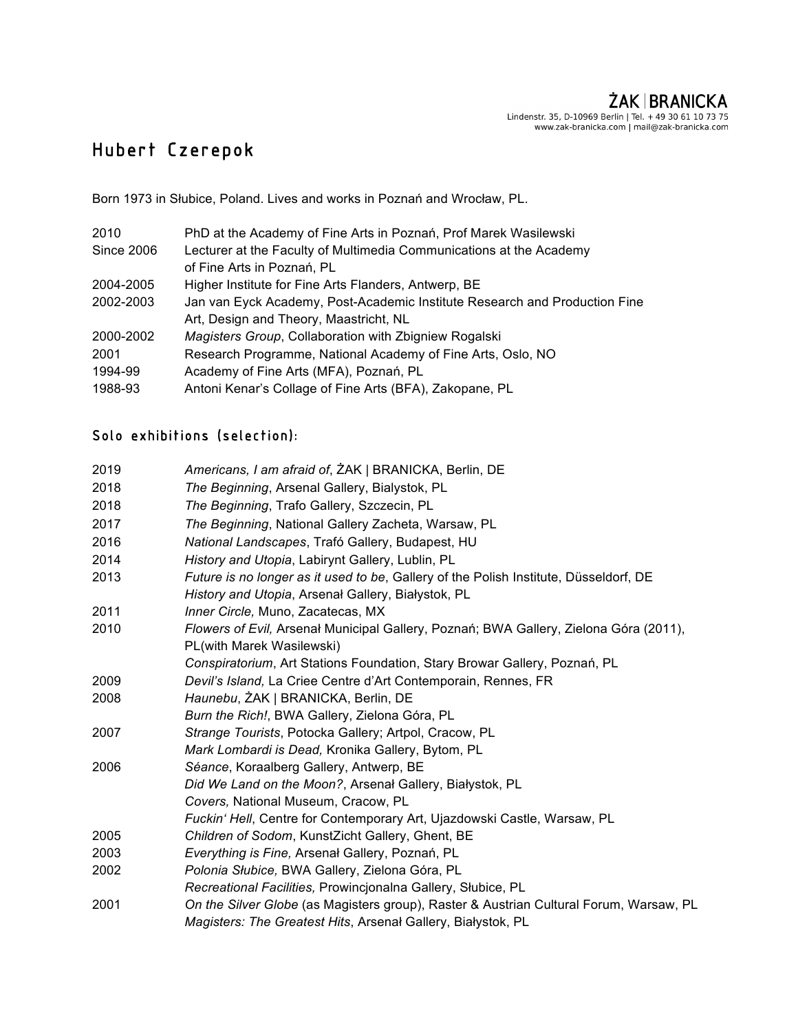ŻAK | BRANICKA
Lindenstr. 35, D-10969 Berlin | Tel. + 49 30 61 10 73 75
www.zak-branicka.com | mail@zak-branicka.com

# Hubert Czerepok

Born 1973 in Słubice, Poland. Lives and works in Poznań and Wrocław, PL.

| | |
|---|---|
| 2010 | PhD at the Academy of Fine Arts in Poznań, Prof Marek Wasilewski |
| Since 2006 | Lecturer at the Faculty of Multimedia Communications at the Academy of Fine Arts in Poznań, PL |
| 2004-2005 | Higher Institute for Fine Arts Flanders, Antwerp, BE |
| 2002-2003 | Jan van Eyck Academy, Post-Academic Institute Research and Production Fine Art, Design and Theory, Maastricht, NL |
| 2000-2002 | *Magisters Group*, Collaboration with Zbigniew Rogalski |
| 2001 | Research Programme, National Academy of Fine Arts, Oslo, NO |
| 1994-99 | Academy of Fine Arts (MFA), Poznań, PL |
| 1988-93 | Antoni Kenar's Collage of Fine Arts (BFA), Zakopane, PL |

## Solo exhibitions (selection):

| | |
|---|---|
| 2019 | *Americans, I am afraid of*, ŻAK \| BRANICKA, Berlin, DE |
| 2018 | *The Beginning*, Arsenal Gallery, Bialystok, PL |
| 2018 | *The Beginning*, Trafo Gallery, Szczecin, PL |
| 2017 | *The Beginning*, National Gallery Zacheta, Warsaw, PL |
| 2016 | *National Landscapes*, Trafó Gallery, Budapest, HU |
| 2014 | *History and Utopia*, Labirynt Gallery, Lublin, PL |
| 2013 | *Future is no longer as it used to be*, Gallery of the Polish Institute, Düsseldorf, DE<br>*History and Utopia*, Arsenał Gallery, Białystok, PL |
| 2011 | *Inner Circle,* Muno, Zacatecas, MX |
| 2010 | *Flowers of Evil,* Arsenał Municipal Gallery, Poznań; BWA Gallery, Zielona Góra (2011), PL(with Marek Wasilewski)<br>*Conspiratorium*, Art Stations Foundation, Stary Browar Gallery, Poznań, PL |
| 2009 | *Devil's Island,* La Criee Centre d'Art Contemporain, Rennes, FR |
| 2008 | *Haunebu*, ŻAK \| BRANICKA, Berlin, DE<br>*Burn the Rich!*, BWA Gallery, Zielona Góra, PL |
| 2007 | *Strange Tourists*, Potocka Gallery; Artpol, Cracow, PL<br>*Mark Lombardi is Dead,* Kronika Gallery, Bytom, PL |
| 2006 | *Séance*, Koraalberg Gallery, Antwerp, BE<br>*Did We Land on the Moon?*, Arsenał Gallery, Białystok, PL<br>*Covers,* National Museum, Cracow, PL<br>*Fuckin' Hell*, Centre for Contemporary Art, Ujazdowski Castle, Warsaw, PL |
| 2005 | *Children of Sodom*, KunstZicht Gallery, Ghent, BE |
| 2003 | *Everything is Fine,* Arsenał Gallery, Poznań, PL |
| 2002 | *Polonia Słubice,* BWA Gallery, Zielona Góra, PL<br>*Recreational Facilities,* Prowincjonalna Gallery, Słubice, PL |
| 2001 | *On the Silver Globe* (as Magisters group), Raster & Austrian Cultural Forum, Warsaw, PL<br>*Magisters: The Greatest Hits*, Arsenał Gallery, Białystok, PL |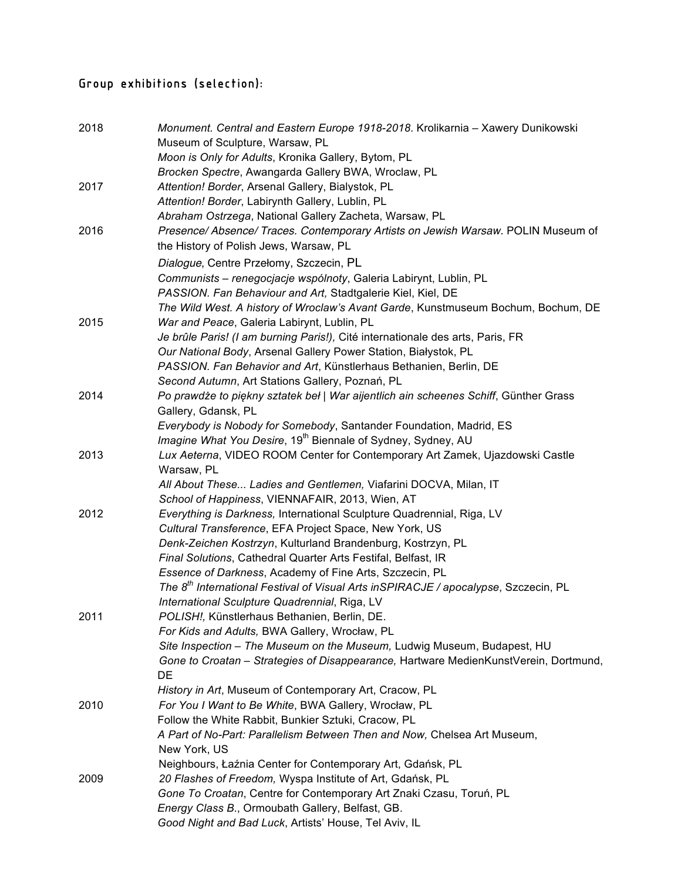## Group exhibitions (selection):

| | |
|---|---|
| 2018 | *Monument. Central and Eastern Europe 1918-2018*. Krolikarnia – Xawery Dunikowski Museum of Sculpture, Warsaw, PL |
| | *Moon is Only for Adults*, Kronika Gallery, Bytom, PL |
| | *Brocken Spectre*, Awangarda Gallery BWA, Wroclaw, PL |
| 2017 | *Attention! Border*, Arsenal Gallery, Bialystok, PL |
| | *Attention! Border*, Labirynth Gallery, Lublin, PL |
| | *Abraham Ostrzega*, National Gallery Zacheta, Warsaw, PL |
| 2016 | *Presence/ Absence/ Traces. Contemporary Artists on Jewish Warsaw.* POLIN Museum of the History of Polish Jews, Warsaw, PL |
| | *Dialogue*, Centre Przełomy, Szczecin, PL |
| | *Communists – renegocjacje wspólnoty*, Galeria Labirynt, Lublin, PL |
| | *PASSION. Fan Behaviour and Art,* Stadtgalerie Kiel, Kiel, DE |
| | *The Wild West. A history of Wroclaw's Avant Garde*, Kunstmuseum Bochum, Bochum, DE |
| 2015 | *War and Peace*, Galeria Labirynt, Lublin, PL |
| | *Je brûle Paris! (I am burning Paris!),* Cité internationale des arts, Paris, FR |
| | *Our National Body*, Arsenal Gallery Power Station, Białystok, PL |
| | *PASSION. Fan Behavior and Art*, Künstlerhaus Bethanien, Berlin, DE |
| | *Second Autumn*, Art Stations Gallery, Poznań, PL |
| 2014 | *Po prawdże to piękny sztatek beł \| War aijentlich ain scheenes Schiff*, Günther Grass Gallery, Gdansk, PL |
| | *Everybody is Nobody for Somebody*, Santander Foundation, Madrid, ES |
| | *Imagine What You Desire*, 19th Biennale of Sydney, Sydney, AU |
| 2013 | *Lux Aeterna*, VIDEO ROOM Center for Contemporary Art Zamek, Ujazdowski Castle Warsaw, PL |
| | *All About These... Ladies and Gentlemen,* Viafarini DOCVA, Milan, IT |
| | *School of Happiness*, VIENNAFAIR, 2013, Wien, AT |
| 2012 | *Everything is Darkness,* International Sculpture Quadrennial, Riga, LV |
| | *Cultural Transference*, EFA Project Space, New York, US |
| | *Denk-Zeichen Kostrzyn*, Kulturland Brandenburg, Kostrzyn, PL |
| | *Final Solutions*, Cathedral Quarter Arts Festifal, Belfast, IR |
| | *Essence of Darkness*, Academy of Fine Arts, Szczecin, PL |
| | *The 8th International Festival of Visual Arts inSPIRACJE / apocalypse*, Szczecin, PL |
| | *International Sculpture Quadrennial*, Riga, LV |
| 2011 | *POLISH!,* Künstlerhaus Bethanien, Berlin, DE. |
| | *For Kids and Adults,* BWA Gallery, Wrocław, PL |
| | *Site Inspection – The Museum on the Museum,* Ludwig Museum, Budapest, HU |
| | *Gone to Croatan – Strategies of Disappearance,* Hartware MedienKunstVerein, Dortmund, DE |
| | *History in Art*, Museum of Contemporary Art, Cracow, PL |
| 2010 | *For You I Want to Be White*, BWA Gallery, Wrocław, PL |
| | Follow the White Rabbit, Bunkier Sztuki, Cracow, PL |
| | *A Part of No-Part: Parallelism Between Then and Now,* Chelsea Art Museum, New York, US |
| | Neighbours, Łaźnia Center for Contemporary Art, Gdańsk, PL |
| 2009 | *20 Flashes of Freedom,* Wyspa Institute of Art, Gdańsk, PL |
| | *Gone To Croatan*, Centre for Contemporary Art Znaki Czasu, Toruń, PL |
| | *Energy Class B.*, Ormoubath Gallery, Belfast, GB. |
| | *Good Night and Bad Luck*, Artists' House, Tel Aviv, IL |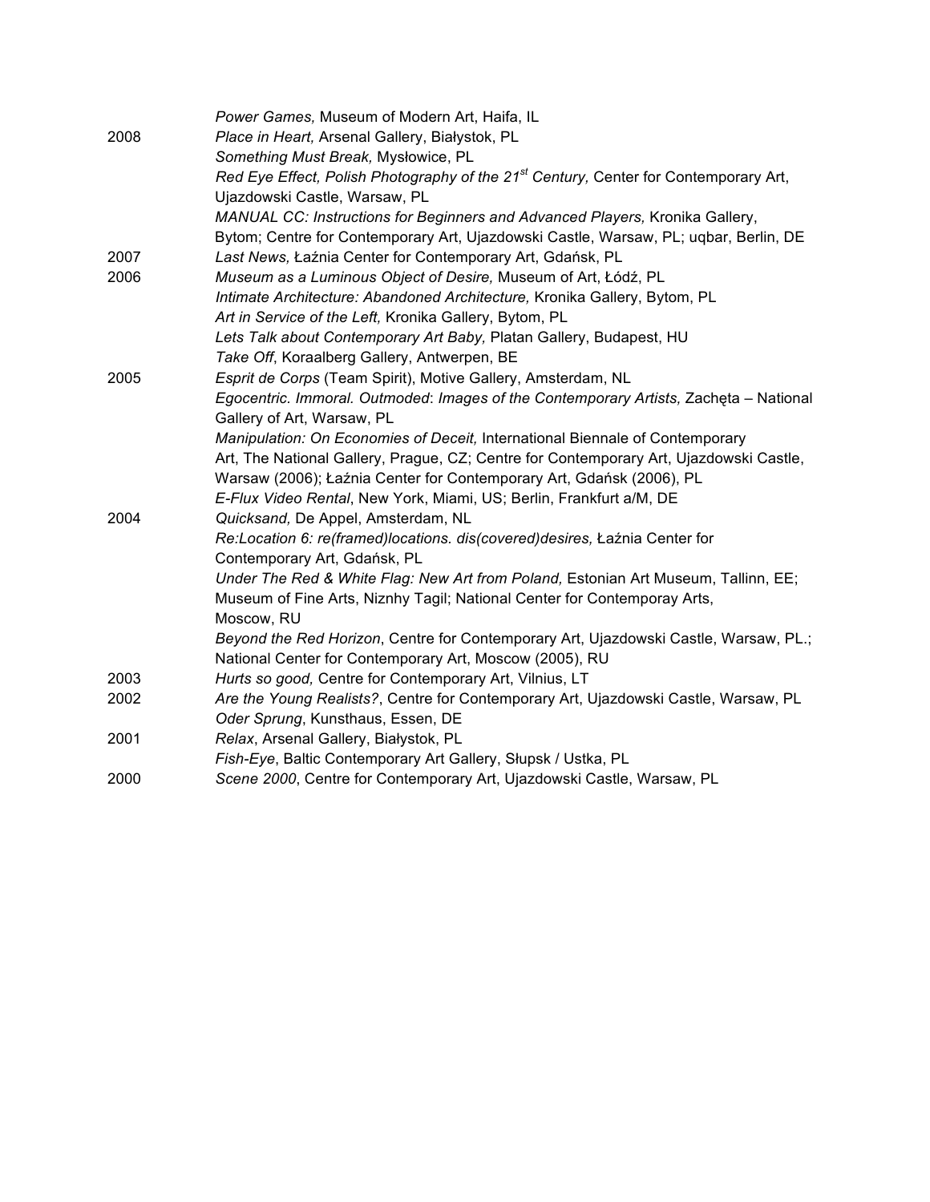| | |
|---|---|
| | *Power Games,* Museum of Modern Art, Haifa, IL |
| 2008 | *Place in Heart,* Arsenal Gallery, Białystok, PL |
| | *Something Must Break,* Mysłowice, PL |
| | *Red Eye Effect, Polish Photography of the 21st Century,* Center for Contemporary Art, Ujazdowski Castle, Warsaw, PL |
| | *MANUAL CC: Instructions for Beginners and Advanced Players,* Kronika Gallery, Bytom; Centre for Contemporary Art, Ujazdowski Castle, Warsaw, PL; uqbar, Berlin, DE |
| 2007 | *Last News,* Łaźnia Center for Contemporary Art, Gdańsk, PL |
| 2006 | *Museum as a Luminous Object of Desire,* Museum of Art, Łódź, PL |
| | *Intimate Architecture: Abandoned Architecture,* Kronika Gallery, Bytom, PL |
| | *Art in Service of the Left,* Kronika Gallery, Bytom, PL |
| | *Lets Talk about Contemporary Art Baby,* Platan Gallery, Budapest, HU |
| | *Take Off*, Koraalberg Gallery, Antwerpen, BE |
| 2005 | *Esprit de Corps* (Team Spirit), Motive Gallery, Amsterdam, NL |
| | *Egocentric. Immoral. Outmoded*: *Images of the Contemporary Artists,* Zachęta – National Gallery of Art, Warsaw, PL |
| | *Manipulation: On Economies of Deceit,* International Biennale of Contemporary Art, The National Gallery, Prague, CZ; Centre for Contemporary Art, Ujazdowski Castle, Warsaw (2006); Łaźnia Center for Contemporary Art, Gdańsk (2006), PL |
| | *E-Flux Video Rental*, New York, Miami, US; Berlin, Frankfurt a/M, DE |
| 2004 | *Quicksand,* De Appel, Amsterdam, NL |
| | *Re:Location 6: re(framed)locations. dis(covered)desires,* Łaźnia Center for Contemporary Art, Gdańsk, PL |
| | *Under The Red & White Flag: New Art from Poland,* Estonian Art Museum, Tallinn, EE; Museum of Fine Arts, Niznhy Tagil; National Center for Contemporay Arts, Moscow, RU |
| | *Beyond the Red Horizon*, Centre for Contemporary Art, Ujazdowski Castle, Warsaw, PL.; National Center for Contemporary Art, Moscow (2005), RU |
| 2003 | *Hurts so good,* Centre for Contemporary Art, Vilnius, LT |
| 2002 | *Are the Young Realists?*, Centre for Contemporary Art, Ujazdowski Castle, Warsaw, PL |
| | *Oder Sprung*, Kunsthaus, Essen, DE |
| 2001 | *Relax*, Arsenal Gallery, Białystok, PL |
| | *Fish-Eye*, Baltic Contemporary Art Gallery, Słupsk / Ustka, PL |
| 2000 | *Scene 2000*, Centre for Contemporary Art, Ujazdowski Castle, Warsaw, PL |